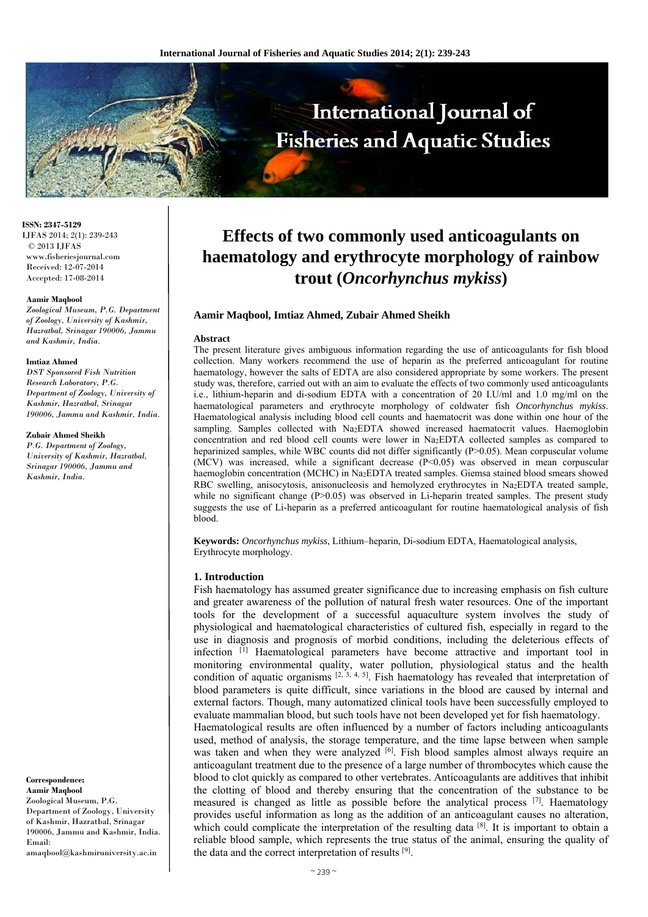ISSN: 2347-5129
IJFAS 2014; 2(1): 239-243
© 2013 IJFAS
www.fisheriesjournal.com
Received: 12-07-2014
Accepted: 17-08-2014

**Aamir Maqbool**
*Zoological Museum, P.G. Department of Zoology, University of Kashmir, Hazratbal, Srinagar 190006, Jammu and Kashmir, India.*

**Imtiaz Ahmed**
*DST Sponsored Fish Nutrition Research Laboratory, P.G. Department of Zoology, University of Kashmir, Hazratbal, Srinagar 190006, Jammu and Kashmir, India.*

**Zubair Ahmed Sheikh**
*P.G. Department of Zoology, University of Kashmir, Hazratbal, Srinagar 190006, Jammu and Kashmir, India.*

**Correspondence:**
**Aamir Maqbool**
Zoological Museum, P.G. Department of Zoology, University of Kashmir, Hazratbal, Srinagar 190006, Jammu and Kashmir, India.
Email: amaqbool@kashmiruniversity.ac.in

# Effects of two commonly used anticoagulants on haematology and erythrocyte morphology of rainbow trout (*Oncorhynchus mykiss*)

**Aamir Maqbool, Imtiaz Ahmed, Zubair Ahmed Sheikh**

### Abstract

The present literature gives ambiguous information regarding the use of anticoagulants for fish blood collection. Many workers recommend the use of heparin as the preferred anticoagulant for routine haematology, however the salts of EDTA are also considered appropriate by some workers. The present study was, therefore, carried out with an aim to evaluate the effects of two commonly used anticoagulants i.e., lithium-heparin and di-sodium EDTA with a concentration of 20 I.U/ml and 1.0 mg/ml on the haematological parameters and erythrocyte morphology of coldwater fish *Oncorhynchus mykiss*. Haematological analysis including blood cell counts and haematocrit was done within one hour of the sampling. Samples collected with $Na_2EDTA$ showed increased haematocrit values. Haemoglobin concentration and red blood cell counts were lower in $Na_2EDTA$ collected samples as compared to heparinized samples, while WBC counts did not differ significantly ($P>0.05$). Mean corpuscular volume (MCV) was increased, while a significant decrease ($P<0.05$) was observed in mean corpuscular haemoglobin concentration (MCHC) in $Na_2EDTA$ treated samples. Giemsa stained blood smears showed RBC swelling, anisocytosis, anisonucleosis and hemolyzed erythrocytes in $Na_2EDTA$ treated sample, while no significant change ($P>0.05$) was observed in Li-heparin treated samples. The present study suggests the use of Li-heparin as a preferred anticoagulant for routine haematological analysis of fish blood.

**Keywords:** *Oncorhynchus mykiss*, Lithium–heparin, Di-sodium EDTA, Haematological analysis, Erythrocyte morphology.

## 1. Introduction

Fish haematology has assumed greater significance due to increasing emphasis on fish culture and greater awareness of the pollution of natural fresh water resources. One of the important tools for the development of a successful aquaculture system involves the study of physiological and haematological characteristics of cultured fish, especially in regard to the use in diagnosis and prognosis of morbid conditions, including the deleterious effects of infection [1] Haematological parameters have become attractive and important tool in monitoring environmental quality, water pollution, physiological status and the health condition of aquatic organisms [2, 3, 4, 5]. Fish haematology has revealed that interpretation of blood parameters is quite difficult, since variations in the blood are caused by internal and external factors. Though, many automatized clinical tools have been successfully employed to evaluate mammalian blood, but such tools have not been developed yet for fish haematology.

Haematological results are often influenced by a number of factors including anticoagulants used, method of analysis, the storage temperature, and the time lapse between when sample was taken and when they were analyzed [6]. Fish blood samples almost always require an anticoagulant treatment due to the presence of a large number of thrombocytes which cause the blood to clot quickly as compared to other vertebrates. Anticoagulants are additives that inhibit the clotting of blood and thereby ensuring that the concentration of the substance to be measured is changed as little as possible before the analytical process [7]. Haematology provides useful information as long as the addition of an anticoagulant causes no alteration, which could complicate the interpretation of the resulting data [8]. It is important to obtain a reliable blood sample, which represents the true status of the animal, ensuring the quality of the data and the correct interpretation of results [9].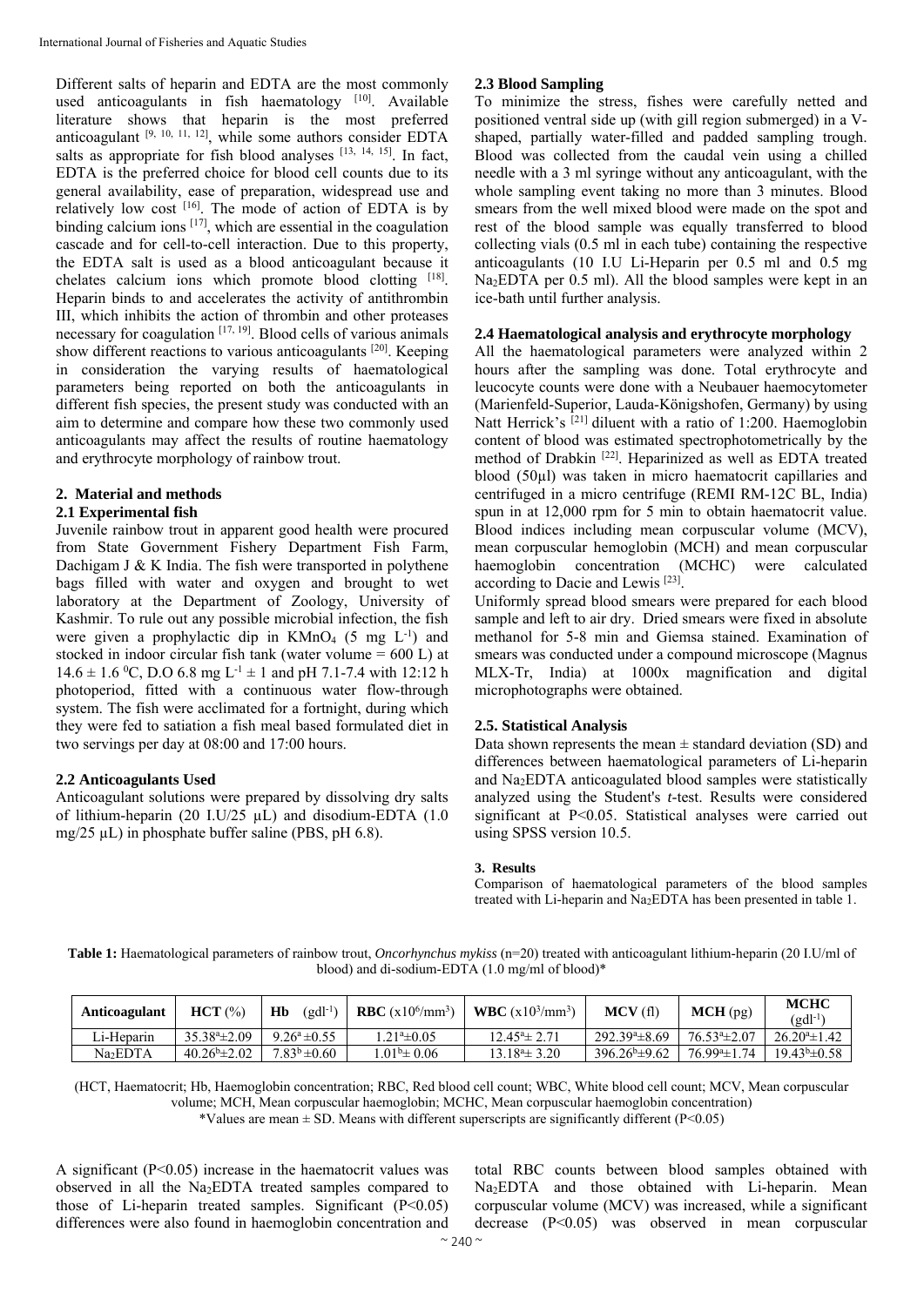Different salts of heparin and EDTA are the most commonly used anticoagulants in fish haematology [10]. Available literature shows that heparin is the most preferred anticoagulant [9, 10, 11, 12], while some authors consider EDTA salts as appropriate for fish blood analyses [13, 14, 15]. In fact, EDTA is the preferred choice for blood cell counts due to its general availability, ease of preparation, widespread use and relatively low cost [16]. The mode of action of EDTA is by binding calcium ions [17], which are essential in the coagulation cascade and for cell-to-cell interaction. Due to this property, the EDTA salt is used as a blood anticoagulant because it chelates calcium ions which promote blood clotting [18]. Heparin binds to and accelerates the activity of antithrombin III, which inhibits the action of thrombin and other proteases necessary for coagulation [17, 19]. Blood cells of various animals show different reactions to various anticoagulants [20]. Keeping in consideration the varying results of haematological parameters being reported on both the anticoagulants in different fish species, the present study was conducted with an aim to determine and compare how these two commonly used anticoagulants may affect the results of routine haematology and erythrocyte morphology of rainbow trout.

## 2. Material and methods

### 2.1 Experimental fish

Juvenile rainbow trout in apparent good health were procured from State Government Fishery Department Fish Farm, Dachigam J & K India. The fish were transported in polythene bags filled with water and oxygen and brought to wet laboratory at the Department of Zoology, University of Kashmir. To rule out any possible microbial infection, the fish were given a prophylactic dip in $KMnO_4$ (5 mg $L^{-1}$) and stocked in indoor circular fish tank (water volume = 600 L) at $14.6 \pm 1.6$ $^0$C, D.O 6.8 mg $L^{-1} \pm 1$ and pH 7.1-7.4 with 12:12 h photoperiod, fitted with a continuous water flow-through system. The fish were acclimated for a fortnight, during which they were fed to satiation a fish meal based formulated diet in two servings per day at 08:00 and 17:00 hours.

### 2.2 Anticoagulants Used

Anticoagulant solutions were prepared by dissolving dry salts of lithium-heparin (20 I.U/25 µL) and disodium-EDTA (1.0 mg/25 µL) in phosphate buffer saline (PBS, pH 6.8).

### 2.3 Blood Sampling

To minimize the stress, fishes were carefully netted and positioned ventral side up (with gill region submerged) in a V-shaped, partially water-filled and padded sampling trough. Blood was collected from the caudal vein using a chilled needle with a 3 ml syringe without any anticoagulant, with the whole sampling event taking no more than 3 minutes. Blood smears from the well mixed blood were made on the spot and rest of the blood sample was equally transferred to blood collecting vials (0.5 ml in each tube) containing the respective anticoagulants (10 I.U Li-Heparin per 0.5 ml and 0.5 mg $Na_2EDTA$ per 0.5 ml). All the blood samples were kept in an ice-bath until further analysis.

### 2.4 Haematological analysis and erythrocyte morphology

All the haematological parameters were analyzed within 2 hours after the sampling was done. Total erythrocyte and leucocyte counts were done with a Neubauer haemocytometer (Marienfeld-Superior, Lauda-Königshofen, Germany) by using Natt Herrick's [21] diluent with a ratio of 1:200. Haemoglobin content of blood was estimated spectrophotometrically by the method of Drabkin [22]. Heparinized as well as EDTA treated blood (50µl) was taken in micro haematocrit capillaries and centrifuged in a micro centrifuge (REMI RM-12C BL, India) spun in at 12,000 rpm for 5 min to obtain haematocrit value. Blood indices including mean corpuscular volume (MCV), mean corpuscular hemoglobin (MCH) and mean corpuscular haemoglobin concentration (MCHC) were calculated according to Dacie and Lewis [23].

Uniformly spread blood smears were prepared for each blood sample and left to air dry. Dried smears were fixed in absolute methanol for 5-8 min and Giemsa stained. Examination of smears was conducted under a compound microscope (Magnus MLX-Tr, India) at 1000x magnification and digital microphotographs were obtained.

### 2.5. Statistical Analysis

Data shown represents the mean ± standard deviation (SD) and differences between haematological parameters of Li-heparin and $Na_2EDTA$ anticoagulated blood samples were statistically analyzed using the Student's *t*-test. Results were considered significant at $P<0.05$. Statistical analyses were carried out using SPSS version 10.5.

## 3. Results

Comparison of haematological parameters of the blood samples treated with Li-heparin and $Na_2EDTA$ has been presented in table 1.

**Table 1:** Haematological parameters of rainbow trout, *Oncorhynchus mykiss* (n=20) treated with anticoagulant lithium-heparin (20 I.U/ml of blood) and di-sodium-EDTA (1.0 mg/ml of blood)*

| Anticoagulant | HCT (%) | Hb ($gdl^{-1}$) | RBC ($x10^6/mm^3$) | WBC ($x10^3/mm^3$) | MCV (fl) | MCH (pg) | MCHC ($gdl^{-1}$) |
|---|---|---|---|---|---|---|---|
| Li-Heparin | $35.38^a \pm 2.09$ | $9.26^a \pm 0.55$ | $1.21^a \pm 0.05$ | $12.45^a \pm 2.71$ | $292.39^a \pm 8.69$ | $76.53^a \pm 2.07$ | $26.20^a \pm 1.42$ |
| $Na_2EDTA$ | $40.26^b \pm 2.02$ | $7.83^b \pm 0.60$ | $1.01^b \pm 0.06$ | $13.18^a \pm 3.20$ | $396.26^b \pm 9.62$ | $76.99^a \pm 1.74$ | $19.43^b \pm 0.58$ |

(HCT, Haematocrit; Hb, Haemoglobin concentration; RBC, Red blood cell count; WBC, White blood cell count; MCV, Mean corpuscular volume; MCH, Mean corpuscular haemoglobin; MCHC, Mean corpuscular haemoglobin concentration)
*Values are mean ± SD. Means with different superscripts are significantly different ($P<0.05$)

A significant ($P<0.05$) increase in the haematocrit values was observed in all the $Na_2EDTA$ treated samples compared to those of Li-heparin treated samples. Significant ($P<0.05$) differences were also found in haemoglobin concentration and total RBC counts between blood samples obtained with $Na_2EDTA$ and those obtained with Li-heparin. Mean corpuscular volume (MCV) was increased, while a significant decrease ($P<0.05$) was observed in mean corpuscular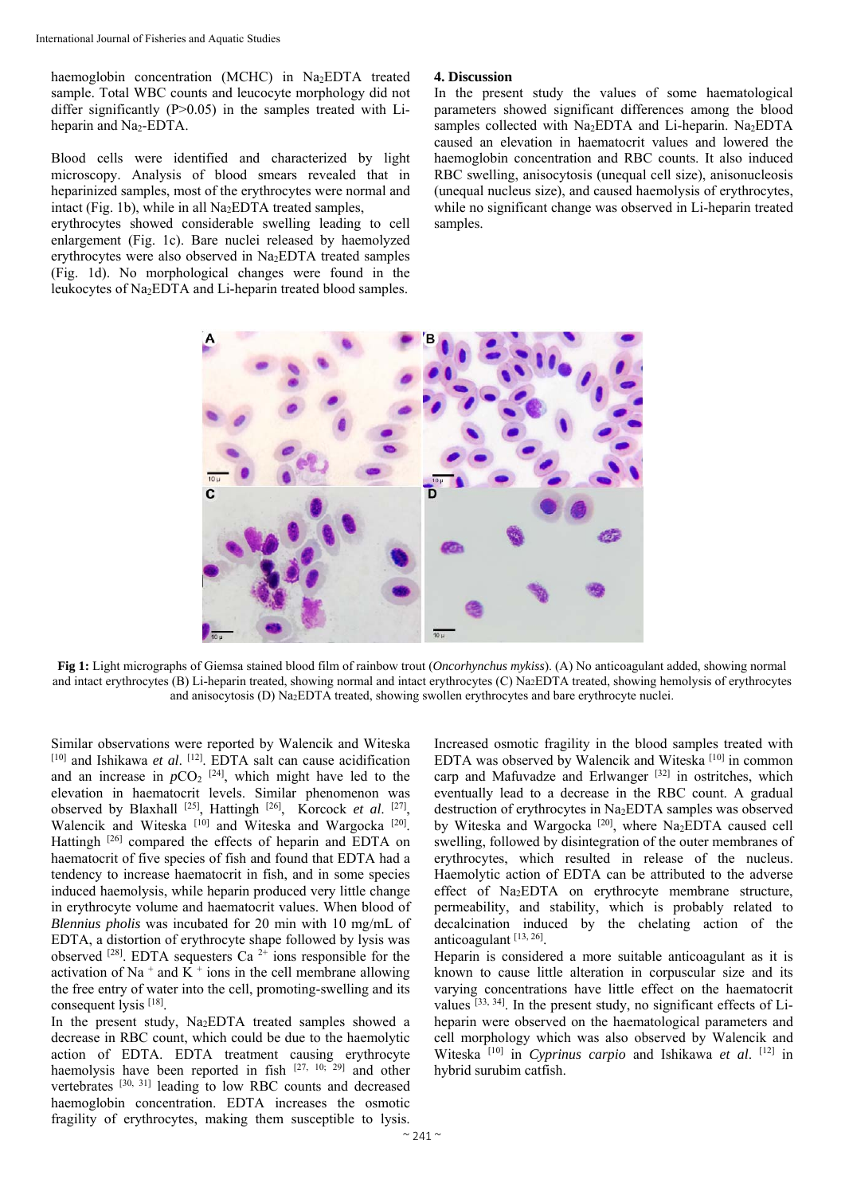haemoglobin concentration (MCHC) in $Na_2EDTA$ treated sample. Total WBC counts and leucocyte morphology did not differ significantly ($P>0.05$) in the samples treated with Li-heparin and $Na_2$-EDTA.

Blood cells were identified and characterized by light microscopy. Analysis of blood smears revealed that in heparinized samples, most of the erythrocytes were normal and intact (Fig. 1b), while in all $Na_2EDTA$ treated samples, erythrocytes showed considerable swelling leading to cell enlargement (Fig. 1c). Bare nuclei released by haemolyzed erythrocytes were also observed in $Na_2EDTA$ treated samples (Fig. 1d). No morphological changes were found in the leukocytes of $Na_2EDTA$ and Li-heparin treated blood samples.

## 4. Discussion

In the present study the values of some haematological parameters showed significant differences among the blood samples collected with $Na_2EDTA$ and Li-heparin. $Na_2EDTA$ caused an elevation in haematocrit values and lowered the haemoglobin concentration and RBC counts. It also induced RBC swelling, anisocytosis (unequal cell size), anisonucleosis (unequal nucleus size), and caused haemolysis of erythrocytes, while no significant change was observed in Li-heparin treated samples.

**Fig 1:** Light micrographs of Giemsa stained blood film of rainbow trout (*Oncorhynchus mykiss*). (A) No anticoagulant added, showing normal and intact erythrocytes (B) Li-heparin treated, showing normal and intact erythrocytes (C) $Na_2EDTA$ treated, showing hemolysis of erythrocytes and anisocytosis (D) $Na_2EDTA$ treated, showing swollen erythrocytes and bare erythrocyte nuclei.

Similar observations were reported by Walencik and Witeska [10] and Ishikawa *et al*. [12]. EDTA salt can cause acidification and an increase in $p\text{CO}_2$ [24], which might have led to the elevation in haematocrit levels. Similar phenomenon was observed by Blaxhall [25], Hattingh [26], Korcock *et al.* [27], Walencik and Witeska [10] and Witeska and Wargocka [20]. Hattingh [26] compared the effects of heparin and EDTA on haematocrit of five species of fish and found that EDTA had a tendency to increase haematocrit in fish, and in some species induced haemolysis, while heparin produced very little change in erythrocyte volume and haematocrit values. When blood of *Blennius pholis* was incubated for 20 min with 10 mg/mL of EDTA, a distortion of erythrocyte shape followed by lysis was observed [28]. EDTA sequesters $Ca^{2+}$ ions responsible for the activation of $Na^+$ and $K^+$ ions in the cell membrane allowing the free entry of water into the cell, promoting-swelling and its consequent lysis [18].

In the present study, $Na_2EDTA$ treated samples showed a decrease in RBC count, which could be due to the haemolytic action of EDTA. EDTA treatment causing erythrocyte haemolysis have been reported in fish [27, 10; 29] and other vertebrates [30, 31] leading to low RBC counts and decreased haemoglobin concentration. EDTA increases the osmotic fragility of erythrocytes, making them susceptible to lysis. Increased osmotic fragility in the blood samples treated with EDTA was observed by Walencik and Witeska [10] in common carp and Mafuvadze and Erlwanger [32] in ostritches, which eventually lead to a decrease in the RBC count. A gradual destruction of erythrocytes in $Na_2EDTA$ samples was observed by Witeska and Wargocka [20], where $Na_2EDTA$ caused cell swelling, followed by disintegration of the outer membranes of erythrocytes, which resulted in release of the nucleus. Haemolytic action of EDTA can be attributed to the adverse effect of $Na_2EDTA$ on erythrocyte membrane structure, permeability, and stability, which is probably related to decalcination induced by the chelating action of the anticoagulant [13, 26].

Heparin is considered a more suitable anticoagulant as it is known to cause little alteration in corpuscular size and its varying concentrations have little effect on the haematocrit values [33, 34]. In the present study, no significant effects of Li-heparin were observed on the haematological parameters and cell morphology which was also observed by Walencik and Witeska [10] in *Cyprinus carpio* and Ishikawa *et al*. [12] in hybrid surubim catfish.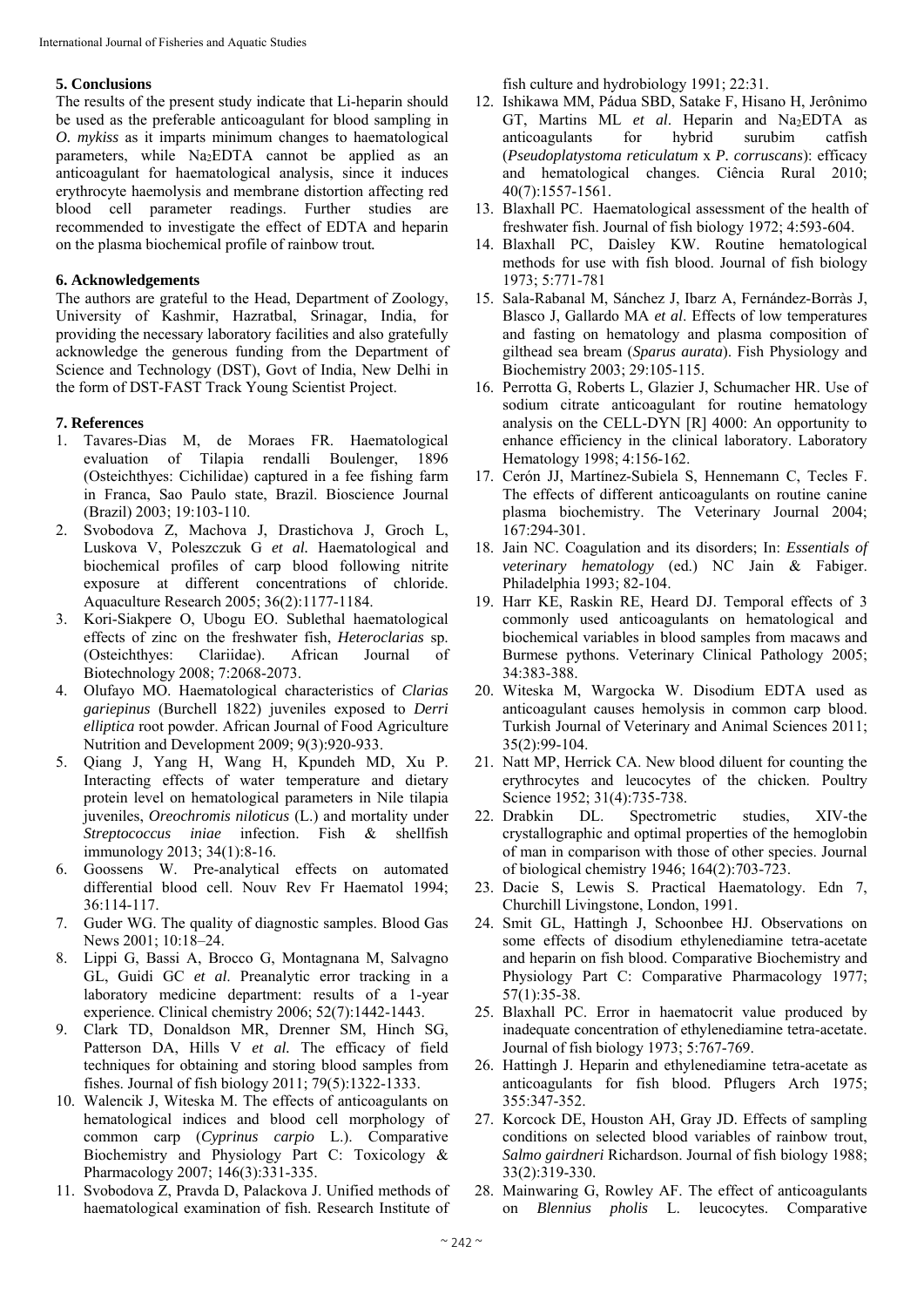## 5. Conclusions

The results of the present study indicate that Li-heparin should be used as the preferable anticoagulant for blood sampling in *O. mykiss* as it imparts minimum changes to haematological parameters, while $Na_2EDTA$ cannot be applied as an anticoagulant for haematological analysis, since it induces erythrocyte haemolysis and membrane distortion affecting red blood cell parameter readings. Further studies are recommended to investigate the effect of EDTA and heparin on the plasma biochemical profile of rainbow trout.

## 6. Acknowledgements

The authors are grateful to the Head, Department of Zoology, University of Kashmir, Hazratbal, Srinagar, India, for providing the necessary laboratory facilities and also gratefully acknowledge the generous funding from the Department of Science and Technology (DST), Govt of India, New Delhi in the form of DST-FAST Track Young Scientist Project.

## 7. References

1. Tavares-Dias M, de Moraes FR. Haematological evaluation of Tilapia rendalli Boulenger, 1896 (Osteichthyes: Cichilidae) captured in a fee fishing farm in Franca, Sao Paulo state, Brazil. Bioscience Journal (Brazil) 2003; 19:103-110.
2. Svobodova Z, Machova J, Drastichova J, Groch L, Luskova V, Poleszczuk G *et al.* Haematological and biochemical profiles of carp blood following nitrite exposure at different concentrations of chloride. Aquaculture Research 2005; 36(2):1177-1184.
3. Kori-Siakpere O, Ubogu EO. Sublethal haematological effects of zinc on the freshwater fish, *Heteroclarias* sp. (Osteichthyes: Clariidae). African Journal of Biotechnology 2008; 7:2068-2073.
4. Olufayo MO. Haematological characteristics of *Clarias gariepinus* (Burchell 1822) juveniles exposed to *Derri elliptica* root powder. African Journal of Food Agriculture Nutrition and Development 2009; 9(3):920-933.
5. Qiang J, Yang H, Wang H, Kpundeh MD, Xu P. Interacting effects of water temperature and dietary protein level on hematological parameters in Nile tilapia juveniles, *Oreochromis niloticus* (L.) and mortality under *Streptococcus iniae* infection. Fish & shellfish immunology 2013; 34(1):8-16.
6. Goossens W. Pre-analytical effects on automated differential blood cell. Nouv Rev Fr Haematol 1994; 36:114-117.
7. Guder WG. The quality of diagnostic samples. Blood Gas News 2001; 10:18–24.
8. Lippi G, Bassi A, Brocco G, Montagnana M, Salvagno GL, Guidi GC *et al*. Preanalytic error tracking in a laboratory medicine department: results of a 1-year experience. Clinical chemistry 2006; 52(7):1442-1443.
9. Clark TD, Donaldson MR, Drenner SM, Hinch SG, Patterson DA, Hills V *et al.* The efficacy of field techniques for obtaining and storing blood samples from fishes. Journal of fish biology 2011; 79(5):1322-1333.
10. Walencik J, Witeska M. The effects of anticoagulants on hematological indices and blood cell morphology of common carp (*Cyprinus carpio* L.). Comparative Biochemistry and Physiology Part C: Toxicology & Pharmacology 2007; 146(3):331-335.
11. Svobodova Z, Pravda D, Palackova J. Unified methods of haematological examination of fish. Research Institute of fish culture and hydrobiology 1991; 22:31.
12. Ishikawa MM, Pádua SBD, Satake F, Hisano H, Jerônimo GT, Martins ML *et al*. Heparin and $Na_2EDTA$ as anticoagulants for hybrid surubim catfish (*Pseudoplatystoma reticulatum* x *P. corruscans*): efficacy and hematological changes. Ciência Rural 2010; 40(7):1557-1561.
13. Blaxhall PC. Haematological assessment of the health of freshwater fish. Journal of fish biology 1972; 4:593-604.
14. Blaxhall PC, Daisley KW. Routine hematological methods for use with fish blood. Journal of fish biology 1973; 5:771-781
15. Sala-Rabanal M, Sánchez J, Ibarz A, Fernández-Borràs J, Blasco J, Gallardo MA *et al*. Effects of low temperatures and fasting on hematology and plasma composition of gilthead sea bream (*Sparus aurata*). Fish Physiology and Biochemistry 2003; 29:105-115.
16. Perrotta G, Roberts L, Glazier J, Schumacher HR. Use of sodium citrate anticoagulant for routine hematology analysis on the CELL-DYN [R] 4000: An opportunity to enhance efficiency in the clinical laboratory. Laboratory Hematology 1998; 4:156-162.
17. Cerón JJ, Martínez-Subiela S, Hennemann C, Tecles F. The effects of different anticoagulants on routine canine plasma biochemistry. The Veterinary Journal 2004; 167:294-301.
18. Jain NC. Coagulation and its disorders; In: *Essentials of veterinary hematology* (ed.) NC Jain & Fabiger. Philadelphia 1993; 82-104.
19. Harr KE, Raskin RE, Heard DJ. Temporal effects of 3 commonly used anticoagulants on hematological and biochemical variables in blood samples from macaws and Burmese pythons. Veterinary Clinical Pathology 2005; 34:383-388.
20. Witeska M, Wargocka W. Disodium EDTA used as anticoagulant causes hemolysis in common carp blood. Turkish Journal of Veterinary and Animal Sciences 2011; 35(2):99-104.
21. Natt MP, Herrick CA. New blood diluent for counting the erythrocytes and leucocytes of the chicken. Poultry Science 1952; 31(4):735-738.
22. Drabkin DL. Spectrometric studies, XIV-the crystallographic and optimal properties of the hemoglobin of man in comparison with those of other species. Journal of biological chemistry 1946; 164(2):703-723.
23. Dacie S, Lewis S. Practical Haematology. Edn 7, Churchill Livingstone, London, 1991.
24. Smit GL, Hattingh J, Schoonbee HJ. Observations on some effects of disodium ethylenediamine tetra-acetate and heparin on fish blood. Comparative Biochemistry and Physiology Part C: Comparative Pharmacology 1977; 57(1):35-38.
25. Blaxhall PC. Error in haematocrit value produced by inadequate concentration of ethylenediamine tetra-acetate. Journal of fish biology 1973; 5:767-769.
26. Hattingh J. Heparin and ethylenediamine tetra-acetate as anticoagulants for fish blood. Pflugers Arch 1975; 355:347-352.
27. Korcock DE, Houston AH, Gray JD. Effects of sampling conditions on selected blood variables of rainbow trout, *Salmo gairdneri* Richardson. Journal of fish biology 1988; 33(2):319-330.
28. Mainwaring G, Rowley AF. The effect of anticoagulants on *Blennius pholis* L. leucocytes. Comparative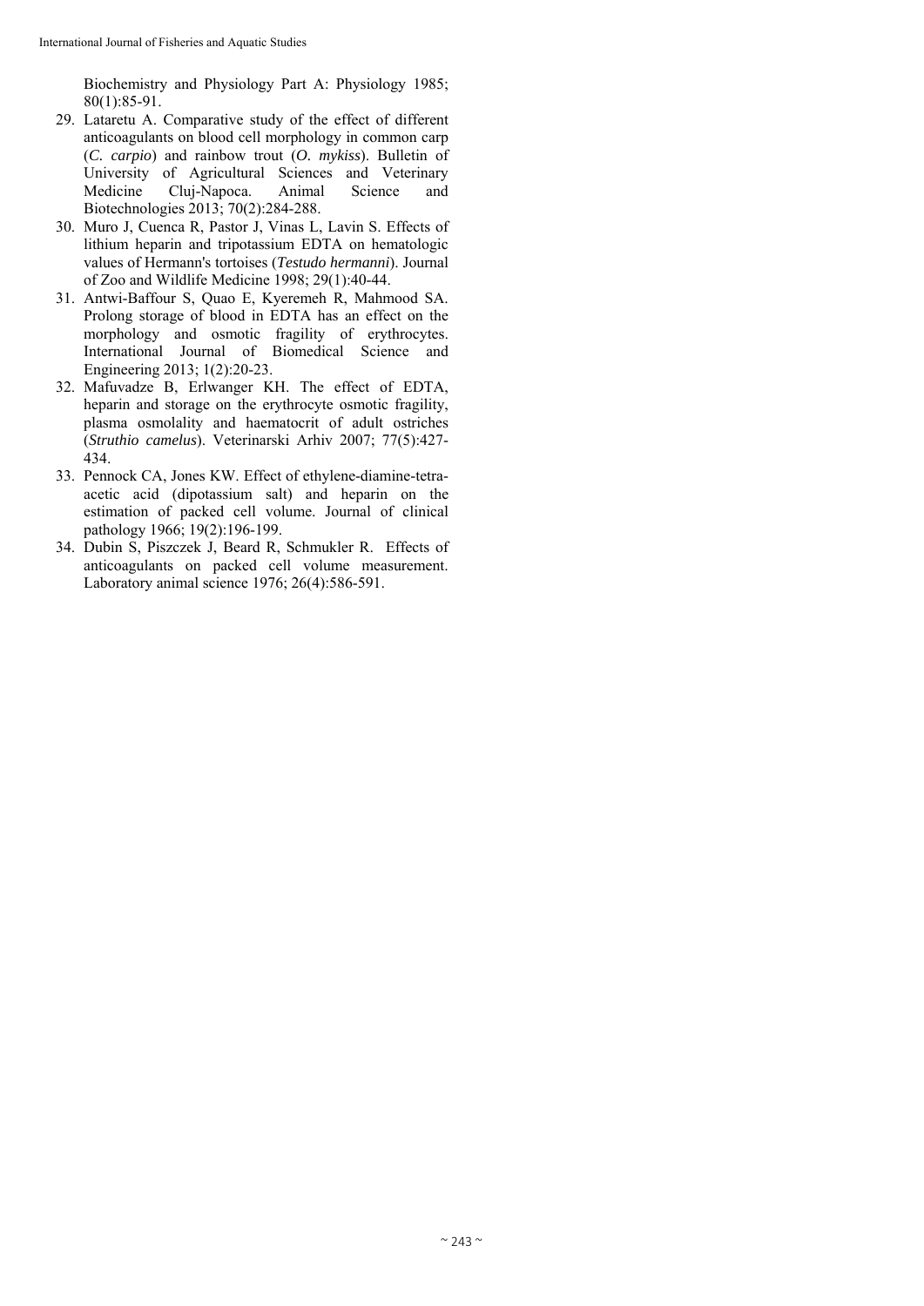Biochemistry and Physiology Part A: Physiology 1985; 80(1):85-91.

29. Lataretu A. Comparative study of the effect of different anticoagulants on blood cell morphology in common carp (*C. carpio*) and rainbow trout (*O. mykiss*). Bulletin of University of Agricultural Sciences and Veterinary Medicine Cluj-Napoca. Animal Science and Biotechnologies 2013; 70(2):284-288.
30. Muro J, Cuenca R, Pastor J, Vinas L, Lavin S. Effects of lithium heparin and tripotassium EDTA on hematologic values of Hermann's tortoises (*Testudo hermanni*). Journal of Zoo and Wildlife Medicine 1998; 29(1):40-44.
31. Antwi-Baffour S, Quao E, Kyeremeh R, Mahmood SA. Prolong storage of blood in EDTA has an effect on the morphology and osmotic fragility of erythrocytes. International Journal of Biomedical Science and Engineering 2013; 1(2):20-23.
32. Mafuvadze B, Erlwanger KH. The effect of EDTA, heparin and storage on the erythrocyte osmotic fragility, plasma osmolality and haematocrit of adult ostriches (*Struthio camelus*). Veterinarski Arhiv 2007; 77(5):427-434.
33. Pennock CA, Jones KW. Effect of ethylene-diamine-tetra-acetic acid (dipotassium salt) and heparin on the estimation of packed cell volume. Journal of clinical pathology 1966; 19(2):196-199.
34. Dubin S, Piszczek J, Beard R, Schmukler R. Effects of anticoagulants on packed cell volume measurement. Laboratory animal science 1976; 26(4):586-591.